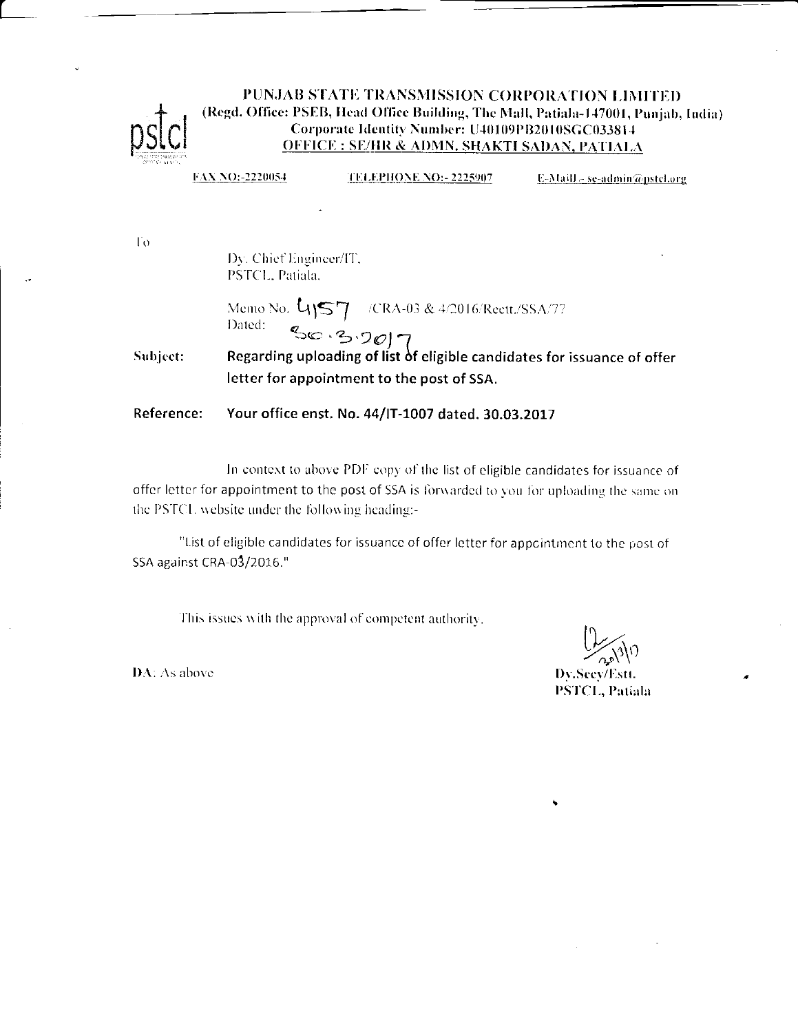**PUNJAB STATE TRANSMISSION CORPORATION LIMITED**
**(Regd. Office: PSEB, Head Office Building, The Mall, Patiala-147001, Punjab, India)**
**Corporate Identity Number: U40109PB2010SGC033814**
**OFFICE : SE/HR & ADMN. SHAKTI SADAN, PATIALA**

FAX NO:-2220054 TELEPHONE NO:- 2225907 E-Mail.- se-admin@pstcl.org

To

Dy. Chief Engineer/IT,
PSTCL, Patiala.

Memo No. 4157 /CRA-03 & 4/2016/Rectt./SSA/77
Dated: 30.3.2017

**Subject:** **Regarding uploading of list of eligible candidates for issuance of offer letter for appointment to the post of SSA.**

**Reference:** **Your office enst. No. 44/IT-1007 dated. 30.03.2017**

In context to above PDF copy of the list of eligible candidates for issuance of offer letter for appointment to the post of SSA is forwarded to you for uploading the same on the PSTCL website under the following heading:-

"List of eligible candidates for issuance of offer letter for appointment to the post of SSA against CRA-03/2016."

This issues with the approval of competent authority.

**DA:** As above

**Dy.Secy/Estt.**
**PSTCL, Patiala**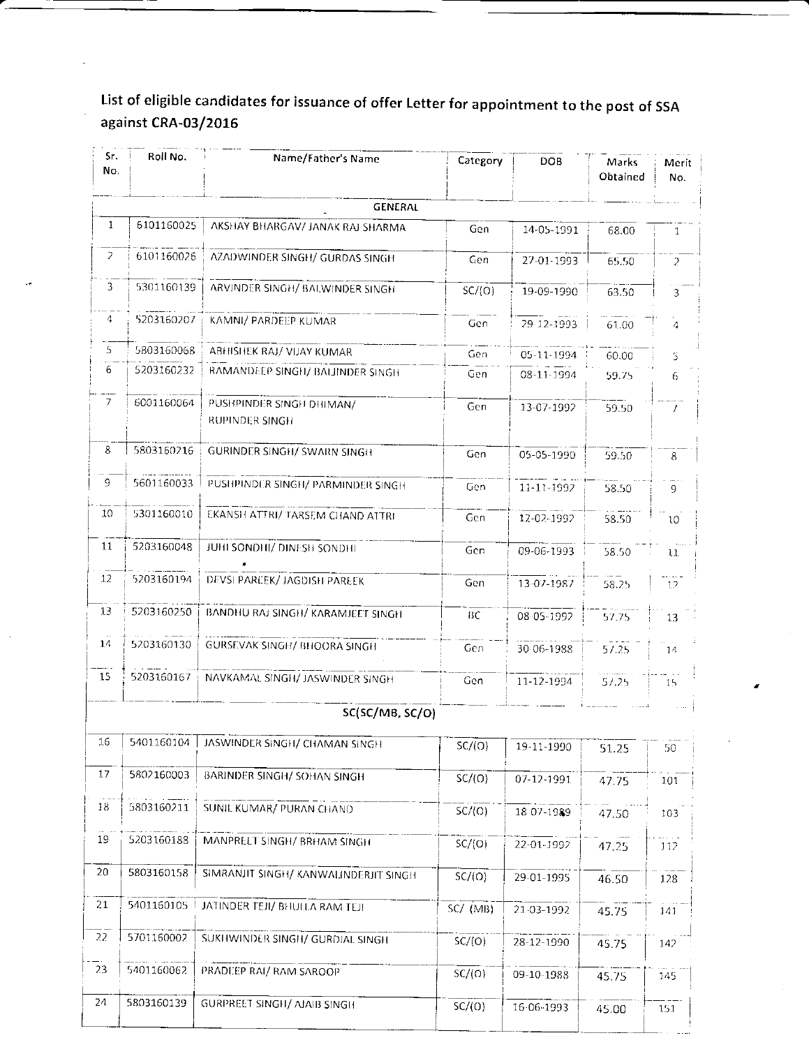List of eligible candidates for issuance of offer Letter for appointment to the post of SSA against CRA-03/2016

| Sr. No. | Roll No. | Name/Father's Name | Category | DOB | Marks Obtained | Merit No. |
|---|---|---|---|---|---|---|
| | | **GENERAL** | | | | |
| 1 | 6101160025 | AKSHAY BHARGAV/ JANAK RAJ SHARMA | Gen | 14-05-1991 | 68.00 | 1 |
| 2 | 6101160026 | AZADWINDER SINGH/ GURDAS SINGH | Gen | 27-01-1993 | 65.50 | 2 |
| 3 | 5301160139 | ARVINDER SINGH/ BALWINDER SINGH | SC/(O) | 19-09-1990 | 63.50 | 3 |
| 4 | 5203160207 | KAMNI/ PARDEEP KUMAR | Gen | 29-12-1993 | 61.00 | 4 |
| 5 | 5803160068 | ABHISHEK RAJ/ VIJAY KUMAR | Gen | 05-11-1994 | 60.00 | 5 |
| 6 | 5203160232 | RAMANDEEP SINGH/ BALJINDER SINGH | Gen | 08-11-1994 | 59.75 | 6 |
| 7 | 6001160064 | PUSHPINDER SINGH DHIMAN/ RUPINDER SINGH | Gen | 13-07-1992 | 59.50 | 7 |
| 8 | 5803160216 | GURINDER SINGH/ SWARN SINGH | Gen | 05-05-1990 | 59.50 | 8 |
| 9 | 5601160033 | PUSHPINDER SINGH/ PARMINDER SINGH | Gen | 11-11-1992 | 58.50 | 9 |
| 10 | 5301160010 | EKANSH ATTRI/ TARSEM CHAND ATTRI | Gen | 12-02-1992 | 58.50 | 10 |
| 11 | 5203160048 | JUHI SONDHI/ DINESH SONDHI | Gen | 09-06-1993 | 58.50 | 11 |
| 12 | 5203160194 | DEVSI PAREEK/ JAGDISH PAREEK | Gen | 13-07-1987 | 58.25 | 12 |
| 13 | 5203160250 | BANDHU RAJ SINGH/ KARAMJEET SINGH | BC | 08-05-1992 | 57.75 | 13 |
| 14 | 5203160130 | GURSEVAK SINGH/ BHOORA SINGH | Gen | 30-06-1988 | 57.25 | 14 |
| 15 | 5203160167 | NAVKAMAL SINGH/ JASWINDER SINGH | Gen | 11-12-1994 | 57.25 | 15 |
| | | **SC(SC/MB, SC/O)** | | | | |
| 16 | 5401160104 | JASWINDER SINGH/ CHAMAN SINGH | SC/(O) | 19-11-1990 | 51.25 | 50 |
| 17 | 5802160003 | BARINDER SINGH/ SOHAN SINGH | SC/(O) | 07-12-1991 | 47.75 | 101 |
| 18 | 5803160211 | SUNIL KUMAR/ PURAN CHAND | SC/(O) | 18-07-1989 | 47.50 | 103 |
| 19 | 5203160188 | MANPREET SINGH/ BRHAM SINGH | SC/(O) | 22-01-1992 | 47.25 | 112 |
| 20 | 5803160158 | SIMRANJIT SINGH/ KANWALJINDERJIT SINGH | SC/(O) | 29-01-1995 | 46.50 | 128 |
| 21 | 5401160105 | JATINDER TEJI/ BHULLA RAM TEJI | SC/ (MB) | 21-03-1992 | 45.75 | 141 |
| 22 | 5701160002 | SUKHWINDER SINGH/ GURDIAL SINGH | SC/(O) | 28-12-1990 | 45.75 | 142 |
| 23 | 5401160062 | PRADEEP RAI/ RAM SAROOP | SC/(O) | 09-10-1988 | 45.75 | 145 |
| 24 | 5803160139 | GURPREET SINGH/ AJAIB SINGH | SC/(O) | 16-06-1993 | 45.00 | 151 |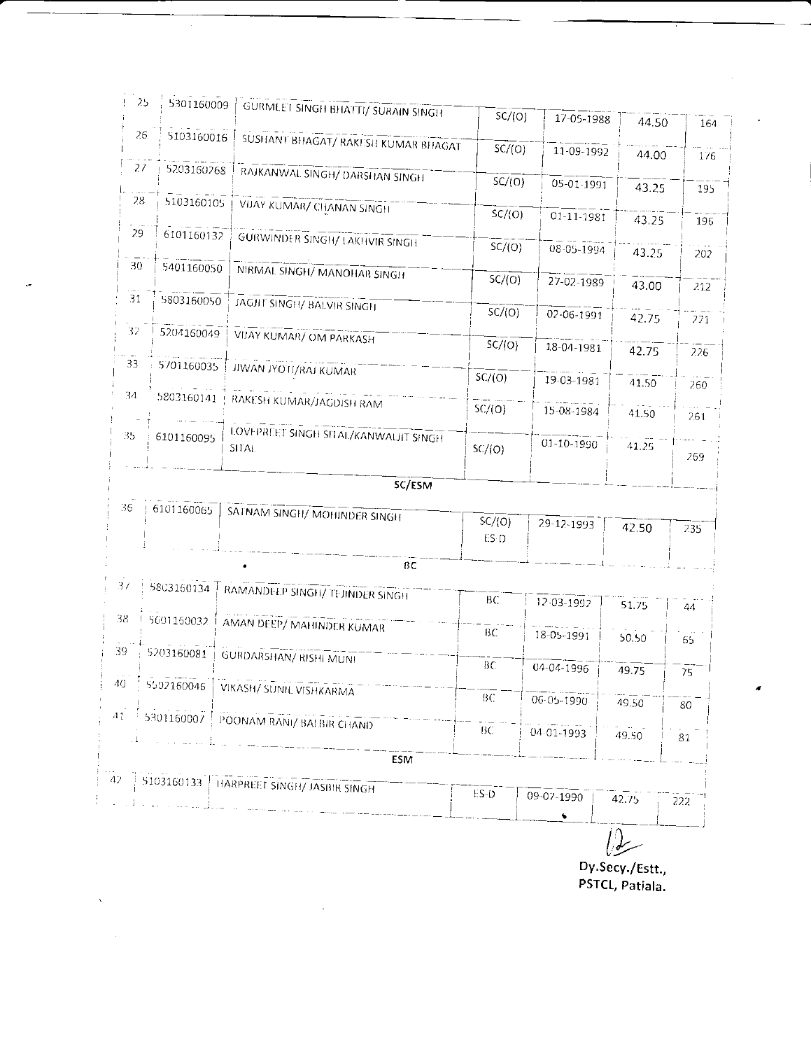| | | | | | | |
|---|---|---|---|---|---|---|
| 25 | 5301160009 | GURMEET SINGH BHATTI/ SURAIN SINGH | SC/(O) | 17-05-1988 | 44.50 | 164 |
| 26 | 5103160016 | SUSHANT BHAGAT/ RAKESH KUMAR BHAGAT | SC/(O) | 11-09-1992 | 44.00 | 176 |
| 27 | 5203160268 | RAJKANWAL SINGH/ DARSHAN SINGH | SC/(O) | 05-01-1991 | 43.25 | 195 |
| 28 | 5103160105 | VIJAY KUMAR/ CHANAN SINGH | SC/(O) | 01-11-1981 | 43.25 | 196 |
| 29 | 6101160132 | GURWINDER SINGH/ LAKHVIR SINGH | SC/(O) | 08-05-1994 | 43.25 | 202 |
| 30 | 5401160050 | NIRMAL SINGH/ MANOHAR SINGH | SC/(O) | 27-02-1989 | 43.00 | 212 |
| 31 | 5803160050 | JAGJIT SINGH/ BALVIR SINGH | SC/(O) | 02-06-1991 | 42.75 | 221 |
| 32 | 5204160049 | VIJAY KUMAR/ OM PARKASH | SC/(O) | 18-04-1981 | 42.75 | 226 |
| 33 | 5701160035 | JIWAN JYOTI/RAJ KUMAR | SC/(O) | 19-03-1981 | 41.50 | 260 |
| 34 | 5803160141 | RAKESH KUMAR/JAGDISH RAM | SC/(O) | 15-08-1984 | 41.50 | 261 |
| 35 | 6101160095 | LOVEPREET SINGH SITAL/KANWALJIT SINGH SITAL | SC/(O) | 01-10-1990 | 41.25 | 269 |
| | | **SC/ESM** | | | | |
| 36 | 6101160065 | SATNAM SINGH/ MOHINDER SINGH | SC/(O) ES-D | 29-12-1993 | 42.50 | 235 |
| | | **BC** | | | | |
| 37 | 5803160134 | RAMANDEEP SINGH/ TEJINDER SINGH | BC | 12-03-1992 | 51.75 | 44 |
| 38 | 5601160032 | AMAN DEEP/ MAHINDER KUMAR | BC | 18-05-1991 | 50.50 | 65 |
| 39 | 5203160081 | GURDARSHAN/ RISHI MUNI | BC | 04-04-1996 | 49.75 | 75 |
| 40 | 5502160046 | VIKASH/ SUNIL VISHKARMA | BC | 06-05-1990 | 49.50 | 80 |
| 41 | 5301160007 | POONAM RANI/ BALBIR CHAND | BC | 04-01-1993 | 49.50 | 81 |
| | | **ESM** | | | | |
| 42 | 5103160133 | HARPREET SINGH/ JASBIR SINGH | ES-D | 09-07-1990 | 42.75 | 222 |

Dy.Secy./Estt.,
PSTCL, Patiala.